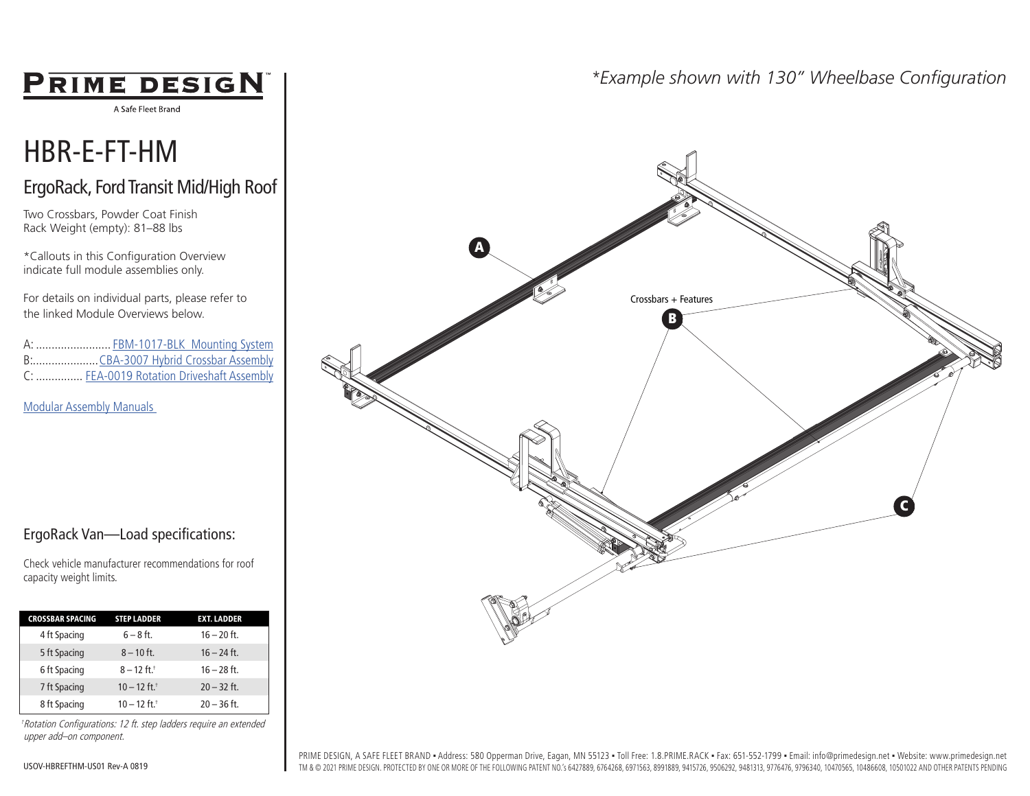**PRIME DESIGN**™

A Safe Fleet Brand

# HBR-E-FT-HM

## ErgoRack, Ford Transit Mid/High Roof

Two Crossbars, Powder Coat Finish
Rack Weight (empty): 81–88 lbs

*Callouts in this Configuration Overview indicate full module assemblies only.

For details on individual parts, please refer to the linked Module Overviews below.

A: ........................ FBM-1017-BLK Mounting System
B:..................... CBA-3007 Hybrid Crossbar Assembly
C: ............... FEA-0019 Rotation Driveshaft Assembly

Modular Assembly Manuals

*\*Example shown with 130" Wheelbase Configuration*

A

Crossbars + Features

B

C

## ErgoRack Van—Load specifications:

Check vehicle manufacturer recommendations for roof capacity weight limits.

| CROSSBAR SPACING | STEP LADDER | EXT. LADDER |
|---|---|---|
| 4 ft Spacing | 6 – 8 ft. | 16 – 20 ft. |
| 5 ft Spacing | 8 – 10 ft. | 16 – 24 ft. |
| 6 ft Spacing | 8 – 12 ft.† | 16 – 28 ft. |
| 7 ft Spacing | 10 – 12 ft.† | 20 – 32 ft. |
| 8 ft Spacing | 10 – 12 ft.† | 20 – 36 ft. |

*†Rotation Configurations: 12 ft. step ladders require an extended upper add–on component.*

USOV-HBREFTHM-US01 Rev-A 0819

PRIME DESIGN, A SAFE FLEET BRAND • Address: 580 Opperman Drive, Eagan, MN 55123 • Toll Free: 1.8.PRIME.RACK • Fax: 651-552-1799 • Email: info@primedesign.net • Website: www.primedesign.net
TM & © 2021 PRIME DESIGN. PROTECTED BY ONE OR MORE OF THE FOLLOWING PATENT NO.'s 6427889, 6764268, 6971563, 8991889, 9415726, 9506292, 9481313, 9776476, 9796340, 10470565, 10486608, 10501022 AND OTHER PATENTS PENDING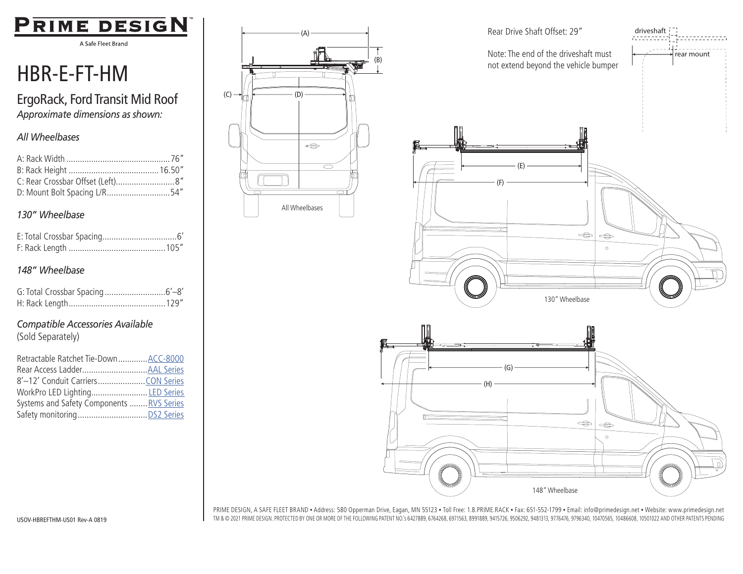# PRIME DESIGN™

A Safe Fleet Brand

# HBR-E-FT-HM

## ErgoRack, Ford Transit Mid Roof

*Approximate dimensions as shown:*

### *All Wheelbases*

A: Rack Width .............................................76"
B: Rack Height ........................................16.50"
C: Rear Crossbar Offset (Left)..........................8"
D: Mount Bolt Spacing L/R............................54"

### *130" Wheelbase*

E: Total Crossbar Spacing.................................6'
F: Rack Length ..........................................105"

### *148" Wheelbase*

G: Total Crossbar Spacing...........................6'–8'
H: Rack Length..........................................129"

### *Compatible Accessories Available*

(Sold Separately)

Retractable Ratchet Tie-Down.............ACC-8000
Rear Access Ladder.............................AAL Series
8'–12' Conduit Carriers.....................CON Series
WorkPro LED Lighting.........................LED Series
Systems and Safety Components ........RVS Series
Safety monitoring...............................DS2 Series

(A) (B) (C) (D)

All Wheelbases

Rear Drive Shaft Offset: 29"

Note: The end of the driveshaft must not extend beyond the vehicle bumper

driveshaft

rear mount

(E) (F)

130" Wheelbase

(G) (H)

148" Wheelbase

PRIME DESIGN, A SAFE FLEET BRAND ▪ Address: 580 Opperman Drive, Eagan, MN 55123 ▪ Toll Free: 1.8.PRIME.RACK ▪ Fax: 651-552-1799 ▪ Email: info@primedesign.net ▪ Website: www.primedesign.net

TM & © 2021 PRIME DESIGN. PROTECTED BY ONE OR MORE OF THE FOLLOWING PATENT NO.'s 6427889, 6764268, 6971563, 8991889, 9415726, 9506292, 9481313, 9776476, 9796340, 10470565, 10486608, 10501022 AND OTHER PATENTS PENDING

USOV-HBREFTHM-US01 Rev-A 0819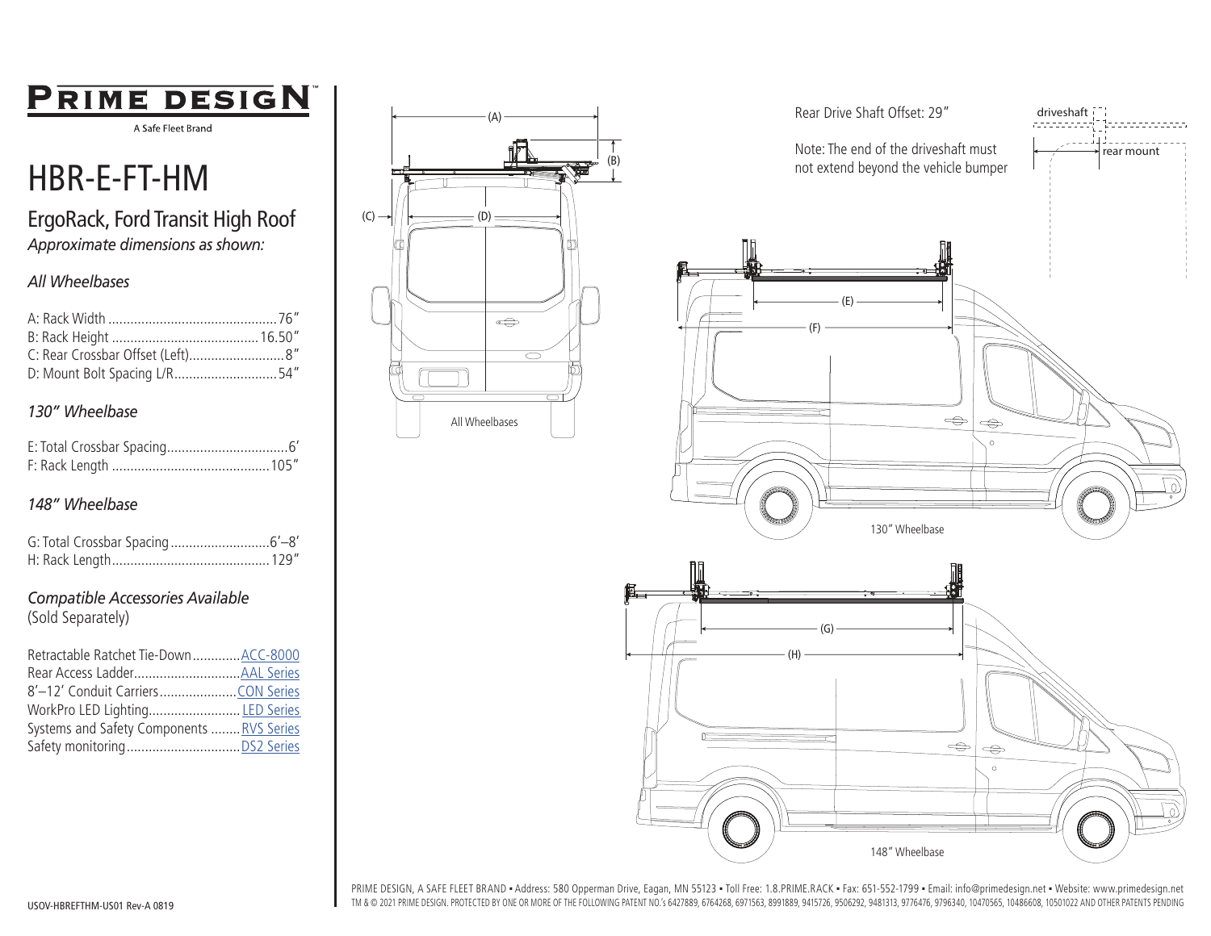# PRIME DESIGN™

A Safe Fleet Brand

# HBR-E-FT-HM

## ErgoRack, Ford Transit High Roof

*Approximate dimensions as shown:*

### *All Wheelbases*

| | |
|---|---|
| A: Rack Width | 76" |
| B: Rack Height | 16.50" |
| C: Rear Crossbar Offset (Left) | 8" |
| D: Mount Bolt Spacing L/R | 54" |

### *130" Wheelbase*

| | |
|---|---|
| E: Total Crossbar Spacing | 6' |
| F: Rack Length | 105" |

### *148" Wheelbase*

| | |
|---|---|
| G: Total Crossbar Spacing | 6'–8' |
| H: Rack Length | 129" |

### *Compatible Accessories Available*

(Sold Separately)

| | |
|---|---|
| Retractable Ratchet Tie-Down | ACC-8000 |
| Rear Access Ladder | AAL Series |
| 8'–12' Conduit Carriers | CON Series |
| WorkPro LED Lighting | LED Series |
| Systems and Safety Components | RVS Series |
| Safety monitoring | DS2 Series |

(A) (B) (C) (D)

All Wheelbases

Rear Drive Shaft Offset: 29"

Note: The end of the driveshaft must not extend beyond the vehicle bumper

driveshaft

rear mount

(E) (F)

130" Wheelbase

(G) (H)

148" Wheelbase

PRIME DESIGN, A SAFE FLEET BRAND • Address: 580 Opperman Drive, Eagan, MN 55123 • Toll Free: 1.8.PRIME.RACK • Fax: 651-552-1799 • Email: info@primedesign.net • Website: www.primedesign.net

TM & © 2021 PRIME DESIGN. PROTECTED BY ONE OR MORE OF THE FOLLOWING PATENT NO.'s 6427889, 6764268, 6971563, 8991889, 9415726, 9506292, 9481313, 9776476, 9796340, 10470565, 10486608, 10501022 AND OTHER PATENTS PENDING

USOV-HBREFTHM-US01 Rev-A 0819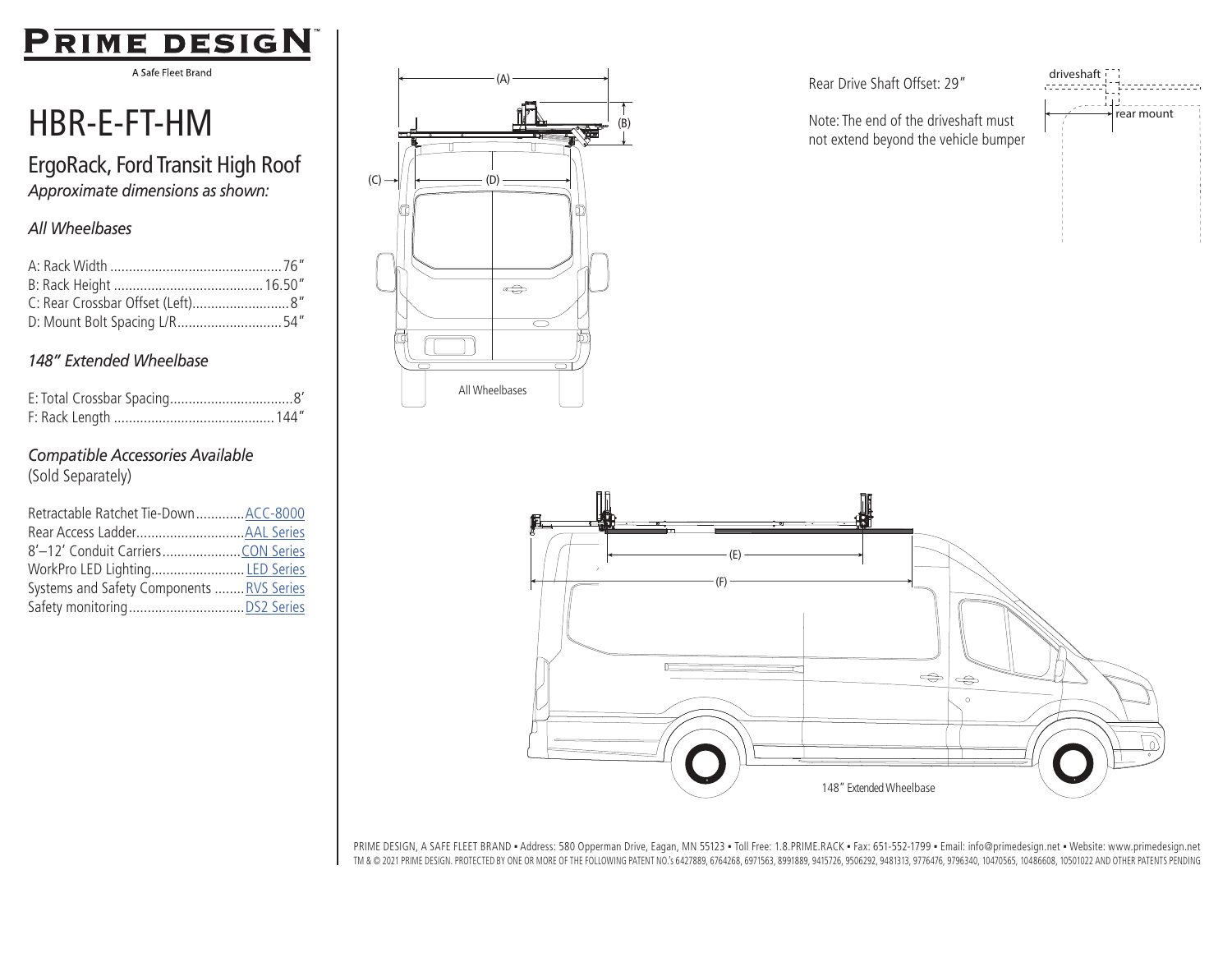# PRIME DESIGN

A Safe Fleet Brand

# HBR-E-FT-HM

## ErgoRack, Ford Transit High Roof

*Approximate dimensions as shown:*

### *All Wheelbases*

A: Rack Width ........................................ 76″
B: Rack Height ........................................ 16.50″
C: Rear Crossbar Offset (Left).......................... 8″
D: Mount Bolt Spacing L/R............................ 54″

### *148″ Extended Wheelbase*

E: Total Crossbar Spacing................................. 8′
F: Rack Length ........................................... 144″

### *Compatible Accessories Available*

(Sold Separately)

Retractable Ratchet Tie-Down.............ACC-8000
Rear Access Ladder.............................AAL Series
8′–12′ Conduit Carriers......................CON Series
WorkPro LED Lighting.........................LED Series
Systems and Safety Components ........RVS Series
Safety monitoring...............................DS2 Series

(A)
(B)
(C)
(D)
All Wheelbases

Rear Drive Shaft Offset: 29″

Note: The end of the driveshaft must not extend beyond the vehicle bumper

driveshaft
rear mount

(E)
(F)
148″ Extended Wheelbase

PRIME DESIGN, A SAFE FLEET BRAND • Address: 580 Opperman Drive, Eagan, MN 55123 • Toll Free: 1.8.PRIME.RACK • Fax: 651-552-1799 • Email: info@primedesign.net • Website: www.primedesign.net
TM & © 2021 PRIME DESIGN. PROTECTED BY ONE OR MORE OF THE FOLLOWING PATENT NO.'s 6427889, 6764268, 6971563, 8991889, 9415726, 9506292, 9481313, 9776476, 9796340, 10470565, 10486608, 10501022 AND OTHER PATENTS PENDING